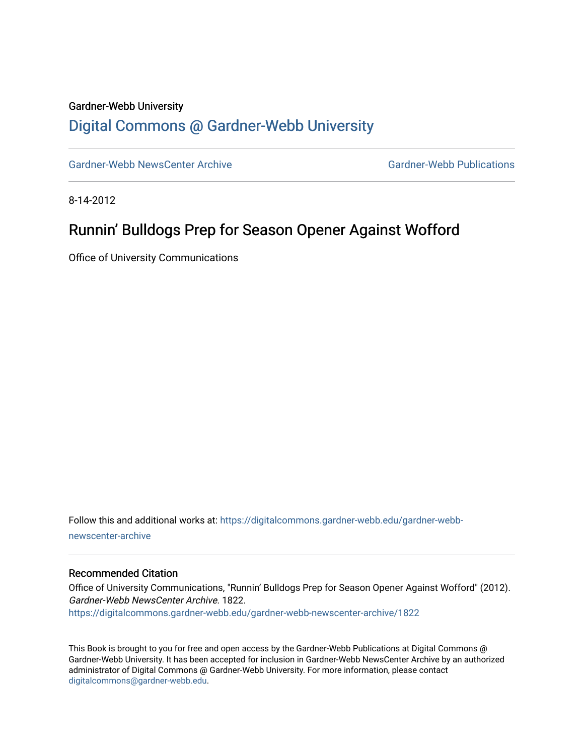Gardner-Webb University

# Digital Commons @ Gardner-Webb University

Gardner-Webb NewsCenter Archive | Gardner-Webb Publications

8-14-2012

## Runnin' Bulldogs Prep for Season Opener Against Wofford

Office of University Communications

Follow this and additional works at: https://digitalcommons.gardner-webb.edu/gardner-webb-newscenter-archive

### Recommended Citation

Office of University Communications, "Runnin' Bulldogs Prep for Season Opener Against Wofford" (2012). *Gardner-Webb NewsCenter Archive*. 1822.
https://digitalcommons.gardner-webb.edu/gardner-webb-newscenter-archive/1822

This Book is brought to you for free and open access by the Gardner-Webb Publications at Digital Commons @ Gardner-Webb University. It has been accepted for inclusion in Gardner-Webb NewsCenter Archive by an authorized administrator of Digital Commons @ Gardner-Webb University. For more information, please contact digitalcommons@gardner-webb.edu.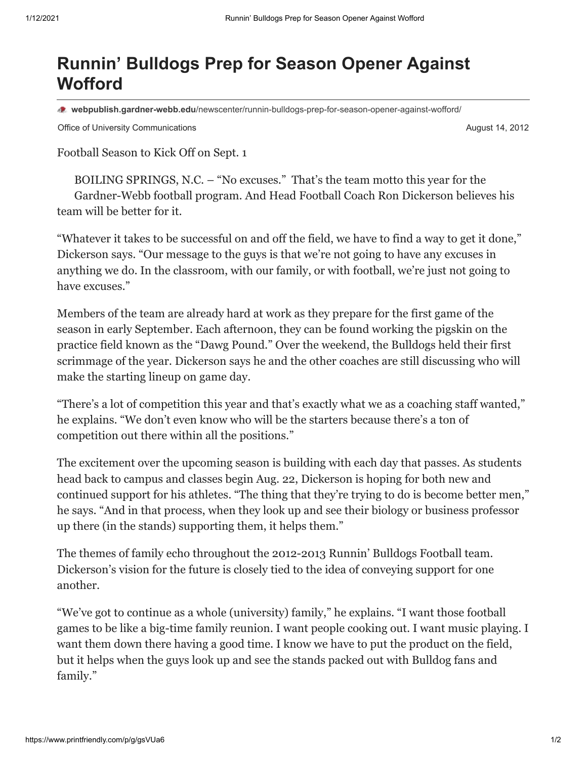# Runnin' Bulldogs Prep for Season Opener Against Wofford

**webpublish.gardner-webb.edu**/newscenter/runnin-bulldogs-prep-for-season-opener-against-wofford/

Office of University Communications August 14, 2012

Football Season to Kick Off on Sept. 1

BOILING SPRINGS, N.C. – "No excuses." That's the team motto this year for the Gardner-Webb football program. And Head Football Coach Ron Dickerson believes his team will be better for it.

"Whatever it takes to be successful on and off the field, we have to find a way to get it done," Dickerson says. "Our message to the guys is that we're not going to have any excuses in anything we do. In the classroom, with our family, or with football, we're just not going to have excuses."

Members of the team are already hard at work as they prepare for the first game of the season in early September. Each afternoon, they can be found working the pigskin on the practice field known as the "Dawg Pound." Over the weekend, the Bulldogs held their first scrimmage of the year. Dickerson says he and the other coaches are still discussing who will make the starting lineup on game day.

"There's a lot of competition this year and that's exactly what we as a coaching staff wanted," he explains. "We don't even know who will be the starters because there's a ton of competition out there within all the positions."

The excitement over the upcoming season is building with each day that passes. As students head back to campus and classes begin Aug. 22, Dickerson is hoping for both new and continued support for his athletes. "The thing that they're trying to do is become better men," he says. "And in that process, when they look up and see their biology or business professor up there (in the stands) supporting them, it helps them."

The themes of family echo throughout the 2012-2013 Runnin' Bulldogs Football team. Dickerson's vision for the future is closely tied to the idea of conveying support for one another.

"We've got to continue as a whole (university) family," he explains. "I want those football games to be like a big-time family reunion. I want people cooking out. I want music playing. I want them down there having a good time. I know we have to put the product on the field, but it helps when the guys look up and see the stands packed out with Bulldog fans and family."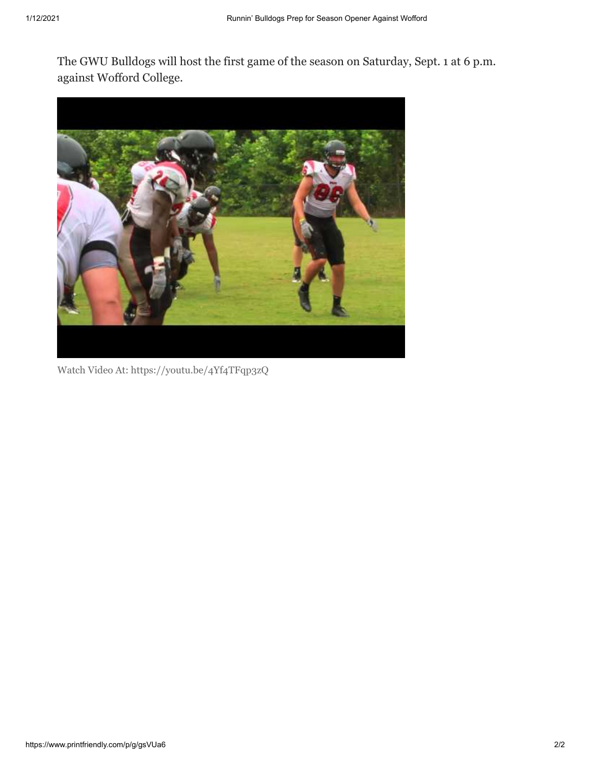The GWU Bulldogs will host the first game of the season on Saturday, Sept. 1 at 6 p.m. against Wofford College.

Watch Video At: https://youtu.be/4Yf4TFqp3zQ